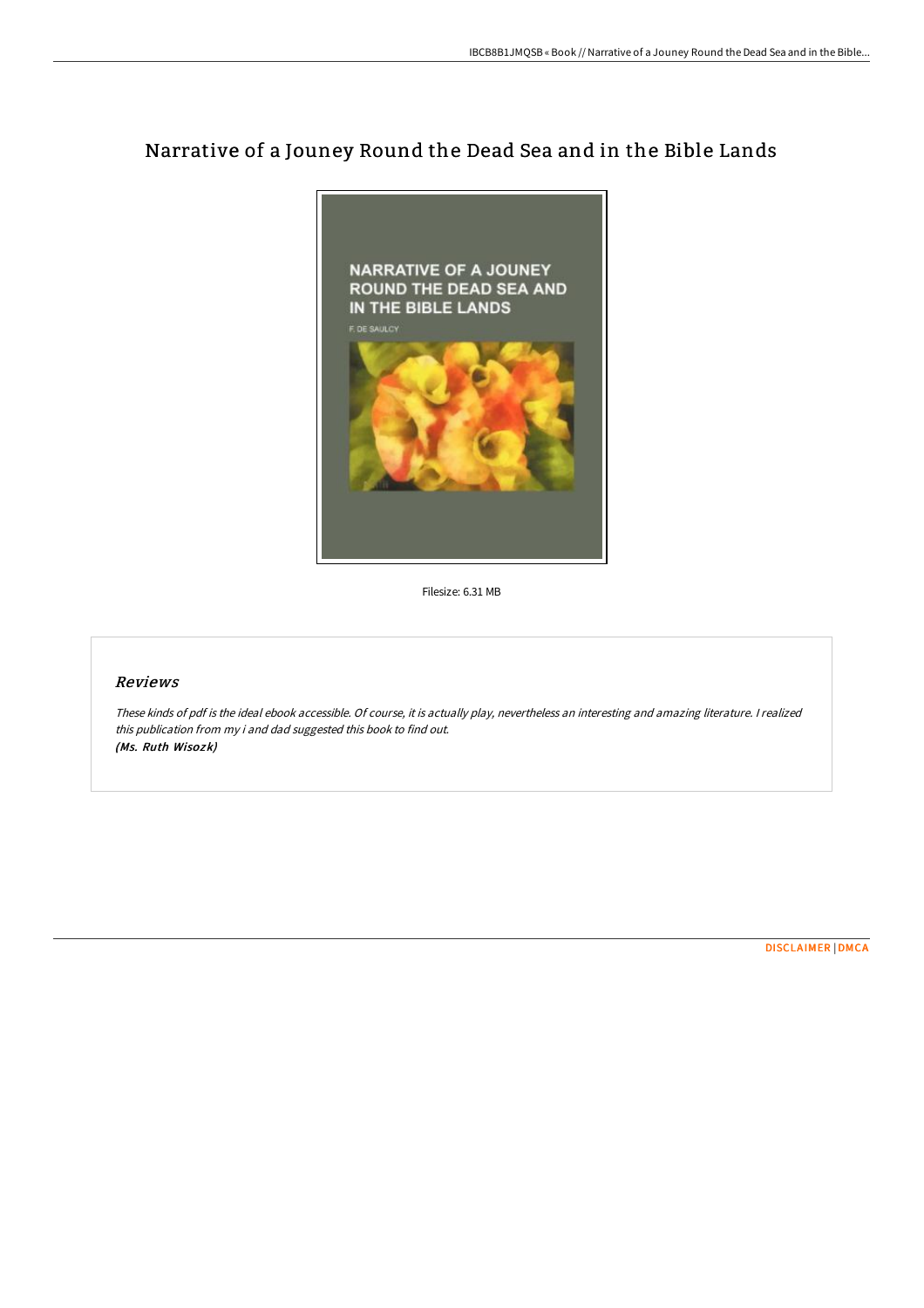# Narrative of a Jouney Round the Dead Sea and in the Bible Lands

Filesize: 6.31 MB

## *Reviews*

*These kinds of pdf is the ideal ebook accessible. Of course, it is actually play, nevertheless an interesting and amazing literature. I realized this publication from my i and dad suggested this book to find out.*
***(Ms. Ruth Wisozk)***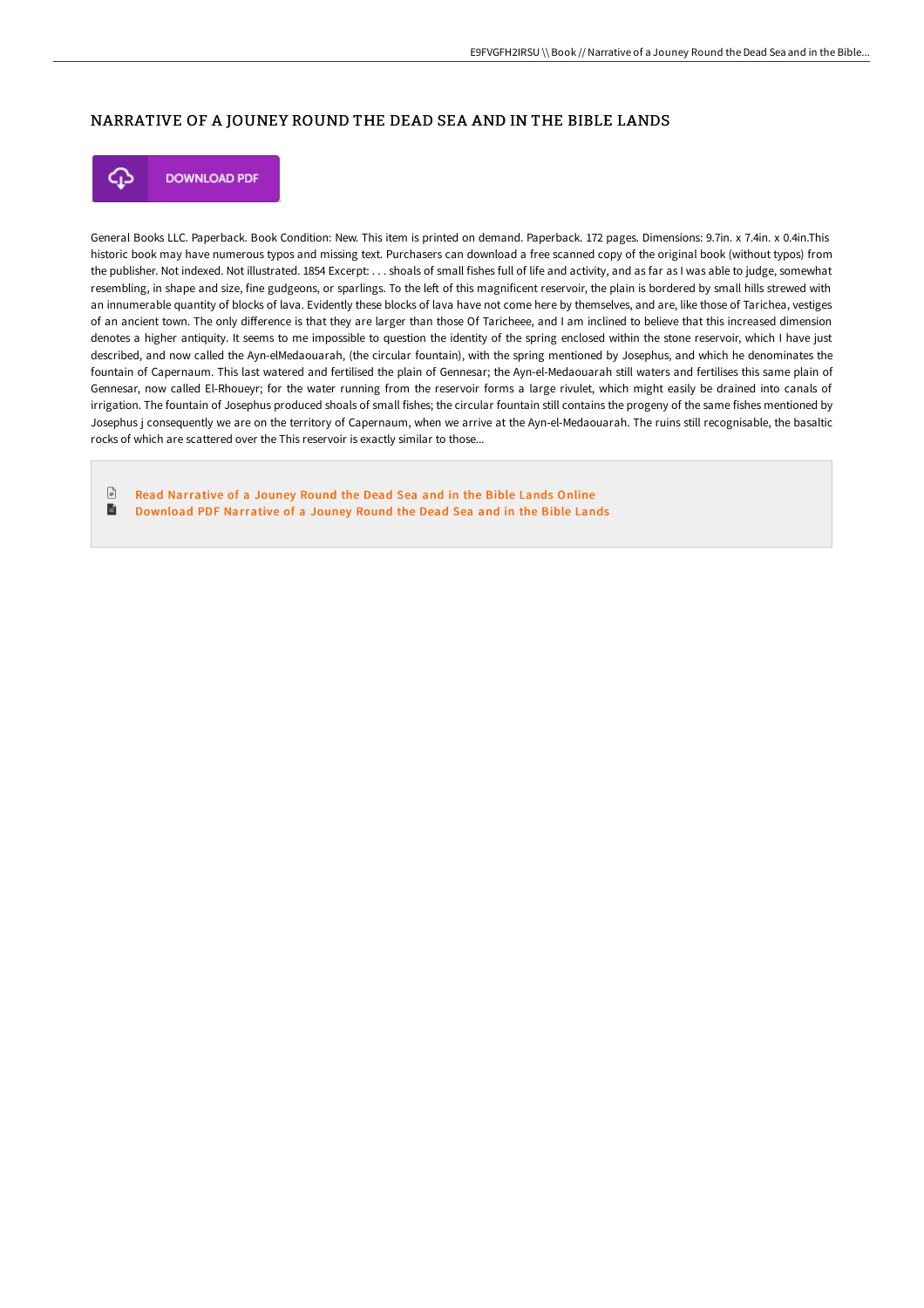## NARRATIVE OF A JOUNEY ROUND THE DEAD SEA AND IN THE BIBLE LANDS

DOWNLOAD PDF

General Books LLC. Paperback. Book Condition: New. This item is printed on demand. Paperback. 172 pages. Dimensions: 9.7in. x 7.4in. x 0.4in.This historic book may have numerous typos and missing text. Purchasers can download a free scanned copy of the original book (without typos) from the publisher. Not indexed. Not illustrated. 1854 Excerpt: . . . shoals of small fishes full of life and activity, and as far as I was able to judge, somewhat resembling, in shape and size, fine gudgeons, or sparlings. To the left of this magnificent reservoir, the plain is bordered by small hills strewed with an innumerable quantity of blocks of lava. Evidently these blocks of lava have not come here by themselves, and are, like those of Tarichea, vestiges of an ancient town. The only difference is that they are larger than those Of Taricheee, and I am inclined to believe that this increased dimension denotes a higher antiquity. It seems to me impossible to question the identity of the spring enclosed within the stone reservoir, which I have just described, and now called the Ayn-elMedaouarah, (the circular fountain), with the spring mentioned by Josephus, and which he denominates the fountain of Capernaum. This last watered and fertilised the plain of Gennesar; the Ayn-el-Medaouarah still waters and fertilises this same plain of Gennesar, now called El-Rhoueyr; for the water running from the reservoir forms a large rivulet, which might easily be drained into canals of irrigation. The fountain of Josephus produced shoals of small fishes; the circular fountain still contains the progeny of the same fishes mentioned by Josephus j consequently we are on the territory of Capernaum, when we arrive at the Ayn-el-Medaouarah. The ruins still recognisable, the basaltic rocks of which are scattered over the This reservoir is exactly similar to those...

- Read Narrative of a Jouney Round the Dead Sea and in the Bible Lands Online
- Download PDF Narrative of a Jouney Round the Dead Sea and in the Bible Lands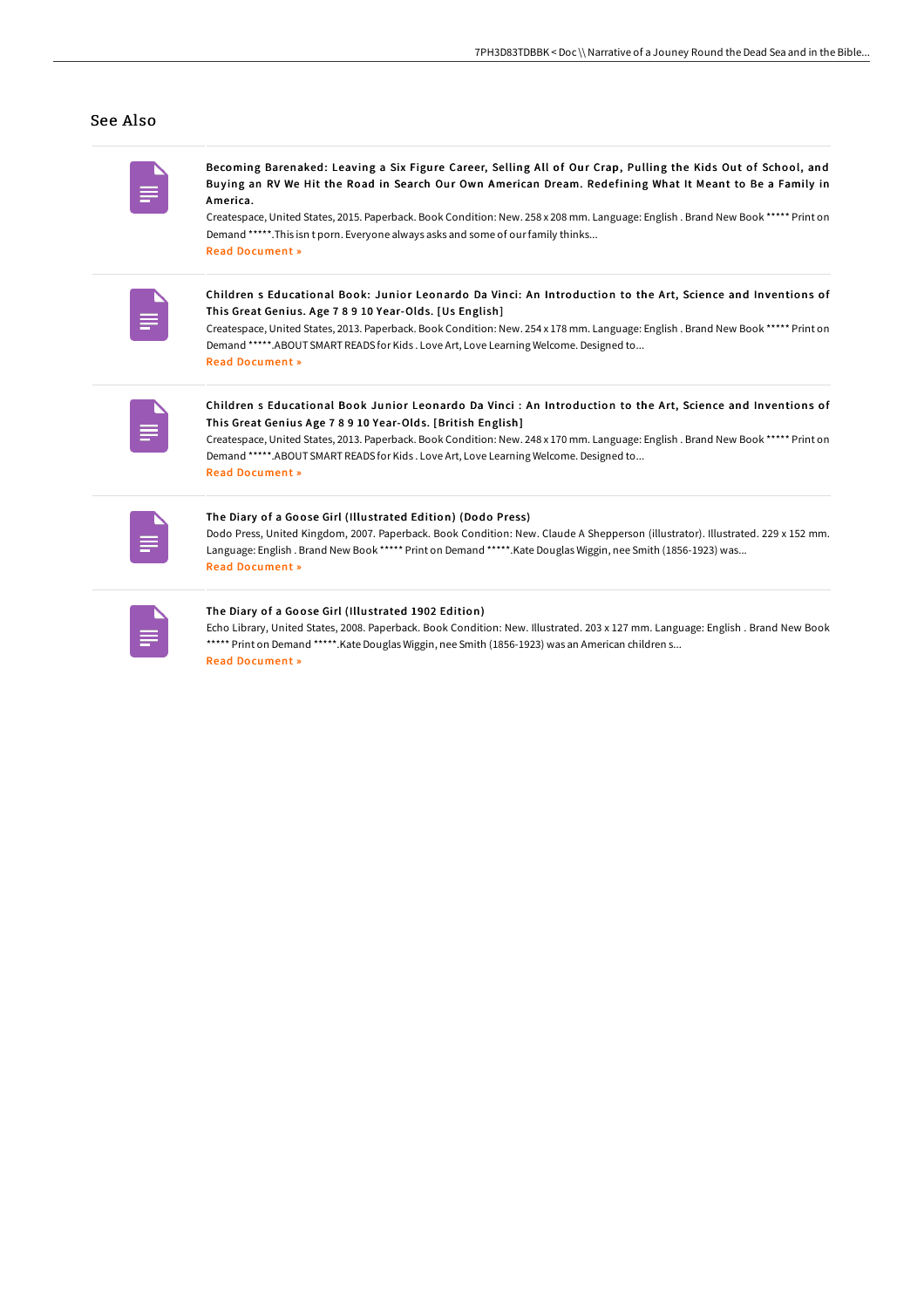## See Also

**Becoming Barenaked: Leaving a Six Figure Career, Selling All of Our Crap, Pulling the Kids Out of School, and Buying an RV We Hit the Road in Search Our Own American Dream. Redefining What It Meant to Be a Family in America.**

Createspace, United States, 2015. Paperback. Book Condition: New. 258 x 208 mm. Language: English . Brand New Book ***** Print on Demand *****.This isn t porn. Everyone always asks and some of our family thinks...

Read Document »

**Children s Educational Book: Junior Leonardo Da Vinci: An Introduction to the Art, Science and Inventions of This Great Genius. Age 7 8 9 10 Year-Olds. [Us English]**

Createspace, United States, 2013. Paperback. Book Condition: New. 254 x 178 mm. Language: English . Brand New Book ***** Print on Demand *****.ABOUT SMART READS for Kids . Love Art, Love Learning Welcome. Designed to...

Read Document »

**Children s Educational Book Junior Leonardo Da Vinci : An Introduction to the Art, Science and Inventions of This Great Genius Age 7 8 9 10 Year-Olds. [British English]**

Createspace, United States, 2013. Paperback. Book Condition: New. 248 x 170 mm. Language: English . Brand New Book ***** Print on Demand *****.ABOUT SMART READS for Kids . Love Art, Love Learning Welcome. Designed to...

Read Document »

**The Diary of a Goose Girl (Illustrated Edition) (Dodo Press)**

Dodo Press, United Kingdom, 2007. Paperback. Book Condition: New. Claude A Shepperson (illustrator). Illustrated. 229 x 152 mm. Language: English . Brand New Book ***** Print on Demand *****.Kate Douglas Wiggin, nee Smith (1856-1923) was...

Read Document »

**The Diary of a Goose Girl (Illustrated 1902 Edition)**

Echo Library, United States, 2008. Paperback. Book Condition: New. Illustrated. 203 x 127 mm. Language: English . Brand New Book ***** Print on Demand *****.Kate Douglas Wiggin, nee Smith (1856-1923) was an American children s...

Read Document »